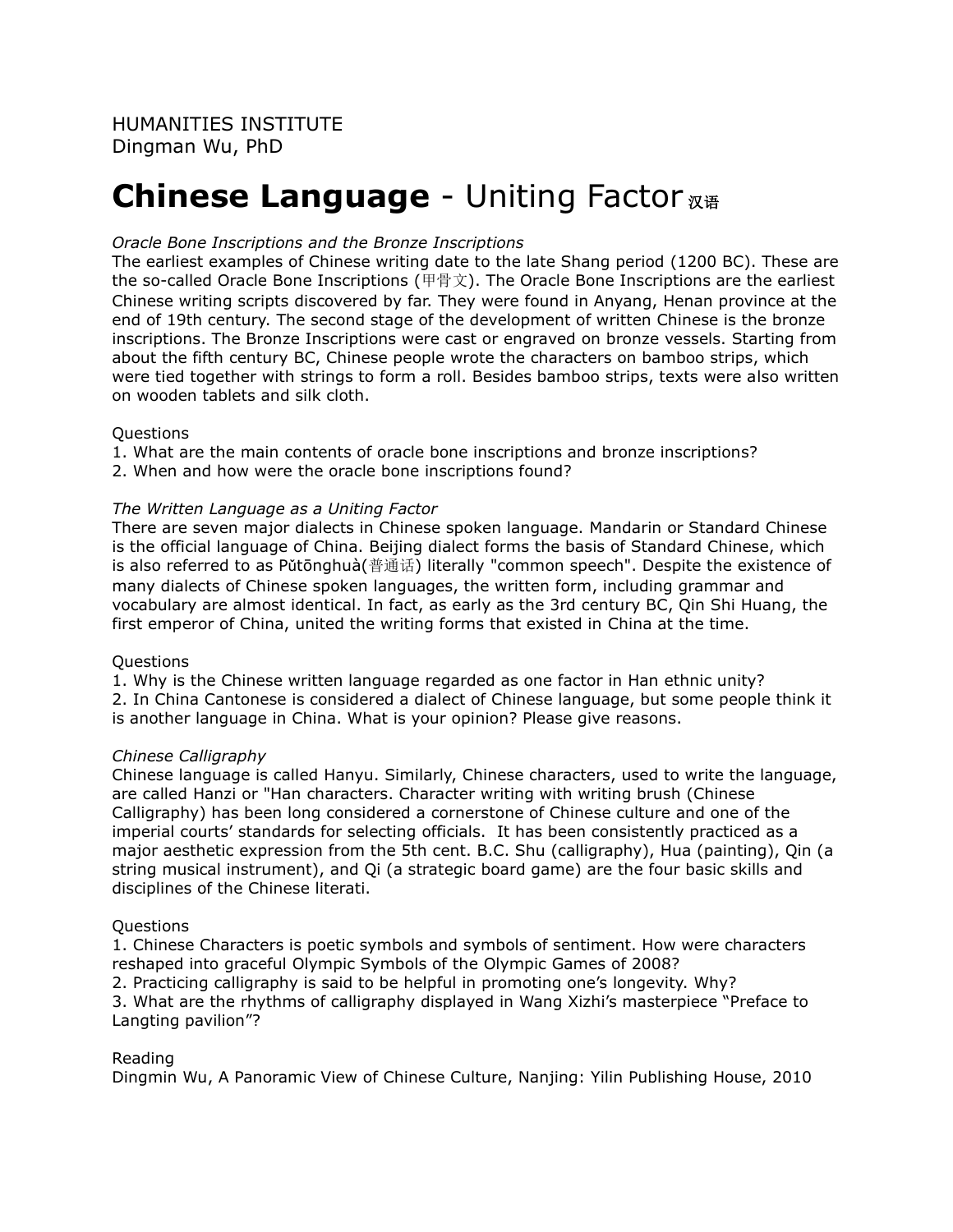HUMANITIES INSTITUTE
Dingman Wu, PhD

# **Chinese Language** - Uniting Factor 汉语

*Oracle Bone Inscriptions and the Bronze Inscriptions*

The earliest examples of Chinese writing date to the late Shang period (1200 BC). These are the so-called Oracle Bone Inscriptions (甲骨文). The Oracle Bone Inscriptions are the earliest Chinese writing scripts discovered by far. They were found in Anyang, Henan province at the end of 19th century. The second stage of the development of written Chinese is the bronze inscriptions. The Bronze Inscriptions were cast or engraved on bronze vessels. Starting from about the fifth century BC, Chinese people wrote the characters on bamboo strips, which were tied together with strings to form a roll. Besides bamboo strips, texts were also written on wooden tablets and silk cloth.

Questions
1. What are the main contents of oracle bone inscriptions and bronze inscriptions?
2. When and how were the oracle bone inscriptions found?

*The Written Language as a Uniting Factor*

There are seven major dialects in Chinese spoken language. Mandarin or Standard Chinese is the official language of China. Beijing dialect forms the basis of Standard Chinese, which is also referred to as Pǔtōnghuà(普通话) literally "common speech". Despite the existence of many dialects of Chinese spoken languages, the written form, including grammar and vocabulary are almost identical. In fact, as early as the 3rd century BC, Qin Shi Huang, the first emperor of China, united the writing forms that existed in China at the time.

Questions
1. Why is the Chinese written language regarded as one factor in Han ethnic unity?
2. In China Cantonese is considered a dialect of Chinese language, but some people think it is another language in China. What is your opinion? Please give reasons.

*Chinese Calligraphy*

Chinese language is called Hanyu. Similarly, Chinese characters, used to write the language, are called Hanzi or "Han characters. Character writing with writing brush (Chinese Calligraphy) has been long considered a cornerstone of Chinese culture and one of the imperial courts' standards for selecting officials. It has been consistently practiced as a major aesthetic expression from the 5th cent. B.C. Shu (calligraphy), Hua (painting), Qin (a string musical instrument), and Qi (a strategic board game) are the four basic skills and disciplines of the Chinese literati.

Questions
1. Chinese Characters is poetic symbols and symbols of sentiment. How were characters reshaped into graceful Olympic Symbols of the Olympic Games of 2008?
2. Practicing calligraphy is said to be helpful in promoting one's longevity. Why?
3. What are the rhythms of calligraphy displayed in Wang Xizhi's masterpiece "Preface to Langting pavilion"?

Reading
Dingmin Wu, A Panoramic View of Chinese Culture, Nanjing: Yilin Publishing House, 2010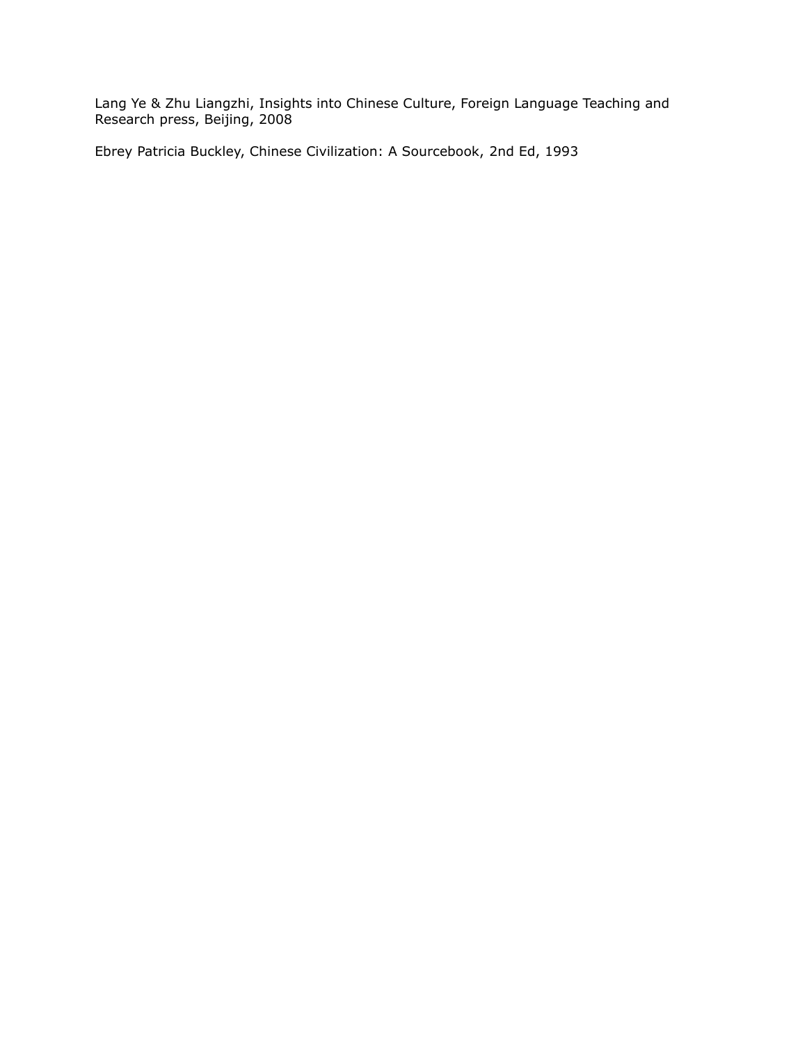Lang Ye & Zhu Liangzhi, Insights into Chinese Culture, Foreign Language Teaching and Research press, Beijing, 2008

Ebrey Patricia Buckley, Chinese Civilization: A Sourcebook, 2nd Ed, 1993